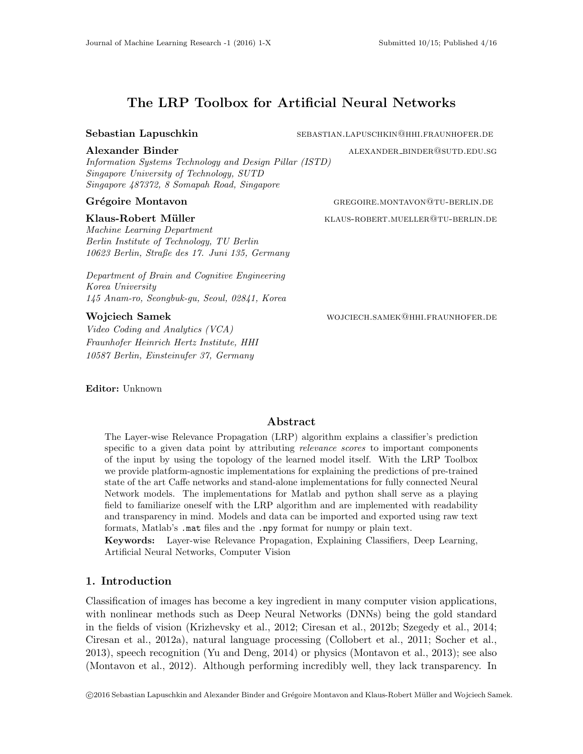# The LRP Toolbox for Artificial Neural Networks

**Sebastian Lapuschkin** SEBASTIAN.LAPUSCHKIN@HHI.FRAUNHOFER.DE

**Alexander Binder** ALEXANDER_BINDER@SUTD.EDU.SG
*Information Systems Technology and Design Pillar (ISTD)*
*Singapore University of Technology, SUTD*
*Singapore 487372, 8 Somapah Road, Singapore*

**Grégoire Montavon** GREGOIRE.MONTAVON@TU-BERLIN.DE

**Klaus-Robert Müller** KLAUS-ROBERT.MUELLER@TU-BERLIN.DE
*Machine Learning Department*
*Berlin Institute of Technology, TU Berlin*
*10623 Berlin, Straße des 17. Juni 135, Germany*

*Department of Brain and Cognitive Engineering*
*Korea University*
*145 Anam-ro, Seongbuk-gu, Seoul, 02841, Korea*

**Wojciech Samek** WOJCIECH.SAMEK@HHI.FRAUNHOFER.DE
*Video Coding and Analytics (VCA)*
*Fraunhofer Heinrich Hertz Institute, HHI*
*10587 Berlin, Einsteinufer 37, Germany*

**Editor:** Unknown

## Abstract

The Layer-wise Relevance Propagation (LRP) algorithm explains a classifier's prediction specific to a given data point by attributing *relevance scores* to important components of the input by using the topology of the learned model itself. With the LRP Toolbox we provide platform-agnostic implementations for explaining the predictions of pre-trained state of the art Caffe networks and stand-alone implementations for fully connected Neural Network models. The implementations for Matlab and python shall serve as a playing field to familiarize oneself with the LRP algorithm and are implemented with readability and transparency in mind. Models and data can be imported and exported using raw text formats, Matlab's `.mat` files and the `.npy` format for numpy or plain text.

**Keywords:** Layer-wise Relevance Propagation, Explaining Classifiers, Deep Learning, Artificial Neural Networks, Computer Vision

## 1. Introduction

Classification of images has become a key ingredient in many computer vision applications, with nonlinear methods such as Deep Neural Networks (DNNs) being the gold standard in the fields of vision (Krizhevsky et al., 2012; Ciresan et al., 2012b; Szegedy et al., 2014; Ciresan et al., 2012a), natural language processing (Collobert et al., 2011; Socher et al., 2013), speech recognition (Yu and Deng, 2014) or physics (Montavon et al., 2013); see also (Montavon et al., 2012). Although performing incredibly well, they lack transparency. In

©2016 Sebastian Lapuschkin and Alexander Binder and Grégoire Montavon and Klaus-Robert Müller and Wojciech Samek.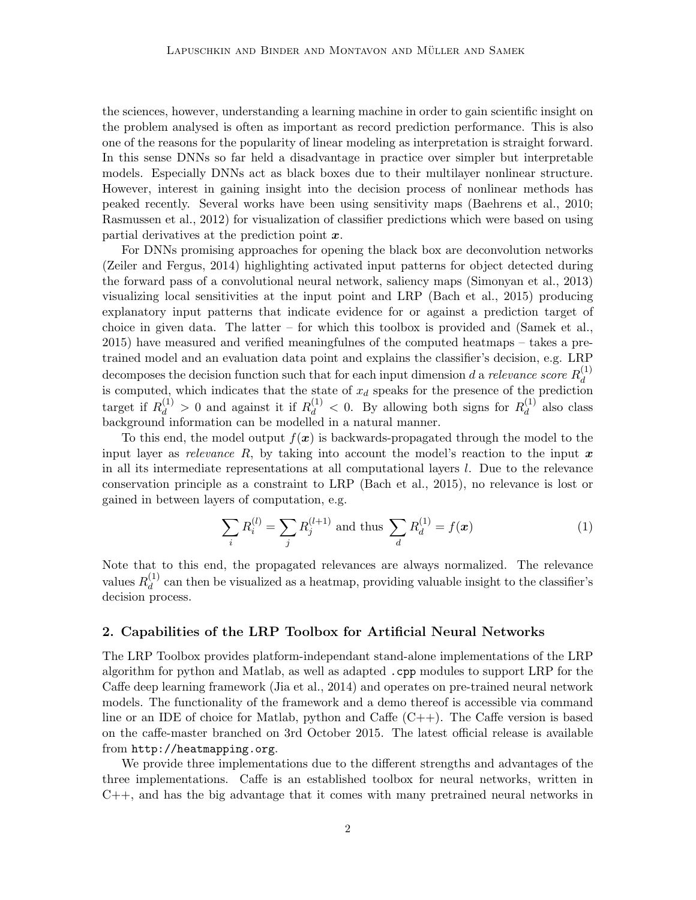the sciences, however, understanding a learning machine in order to gain scientific insight on the problem analysed is often as important as record prediction performance. This is also one of the reasons for the popularity of linear modeling as interpretation is straight forward. In this sense DNNs so far held a disadvantage in practice over simpler but interpretable models. Especially DNNs act as black boxes due to their multilayer nonlinear structure. However, interest in gaining insight into the decision process of nonlinear methods has peaked recently. Several works have been using sensitivity maps (Baehrens et al., 2010; Rasmussen et al., 2012) for visualization of classifier predictions which were based on using partial derivatives at the prediction point $\boldsymbol{x}$.

For DNNs promising approaches for opening the black box are deconvolution networks (Zeiler and Fergus, 2014) highlighting activated input patterns for object detected during the forward pass of a convolutional neural network, saliency maps (Simonyan et al., 2013) visualizing local sensitivities at the input point and LRP (Bach et al., 2015) producing explanatory input patterns that indicate evidence for or against a prediction target of choice in given data. The latter – for which this toolbox is provided and (Samek et al., 2015) have measured and verified meaningfulnes of the computed heatmaps – takes a pre-trained model and an evaluation data point and explains the classifier's decision, e.g. LRP decomposes the decision function such that for each input dimension $d$ a *relevance score* $R_d^{(1)}$ is computed, which indicates that the state of $x_d$ speaks for the presence of the prediction target if $R_d^{(1)} > 0$ and against it if $R_d^{(1)} < 0$. By allowing both signs for $R_d^{(1)}$ also class background information can be modelled in a natural manner.

To this end, the model output $f(\boldsymbol{x})$ is backwards-propagated through the model to the input layer as *relevance* $R$, by taking into account the model's reaction to the input $\boldsymbol{x}$ in all its intermediate representations at all computational layers $l$. Due to the relevance conservation principle as a constraint to LRP (Bach et al., 2015), no relevance is lost or gained in between layers of computation, e.g.

$$\sum_i R_i^{(l)} = \sum_j R_j^{(l+1)} \text{ and thus } \sum_d R_d^{(1)} = f(\boldsymbol{x}) \tag{1}$$

Note that to this end, the propagated relevances are always normalized. The relevance values $R_d^{(1)}$ can then be visualized as a heatmap, providing valuable insight to the classifier's decision process.

## 2. Capabilities of the LRP Toolbox for Artificial Neural Networks

The LRP Toolbox provides platform-independant stand-alone implementations of the LRP algorithm for python and Matlab, as well as adapted `.cpp` modules to support LRP for the Caffe deep learning framework (Jia et al., 2014) and operates on pre-trained neural network models. The functionality of the framework and a demo thereof is accessible via command line or an IDE of choice for Matlab, python and Caffe (C++). The Caffe version is based on the caffe-master branched on 3rd October 2015. The latest official release is available from `http://heatmapping.org`.

We provide three implementations due to the different strengths and advantages of the three implementations. Caffe is an established toolbox for neural networks, written in C++, and has the big advantage that it comes with many pretrained neural networks in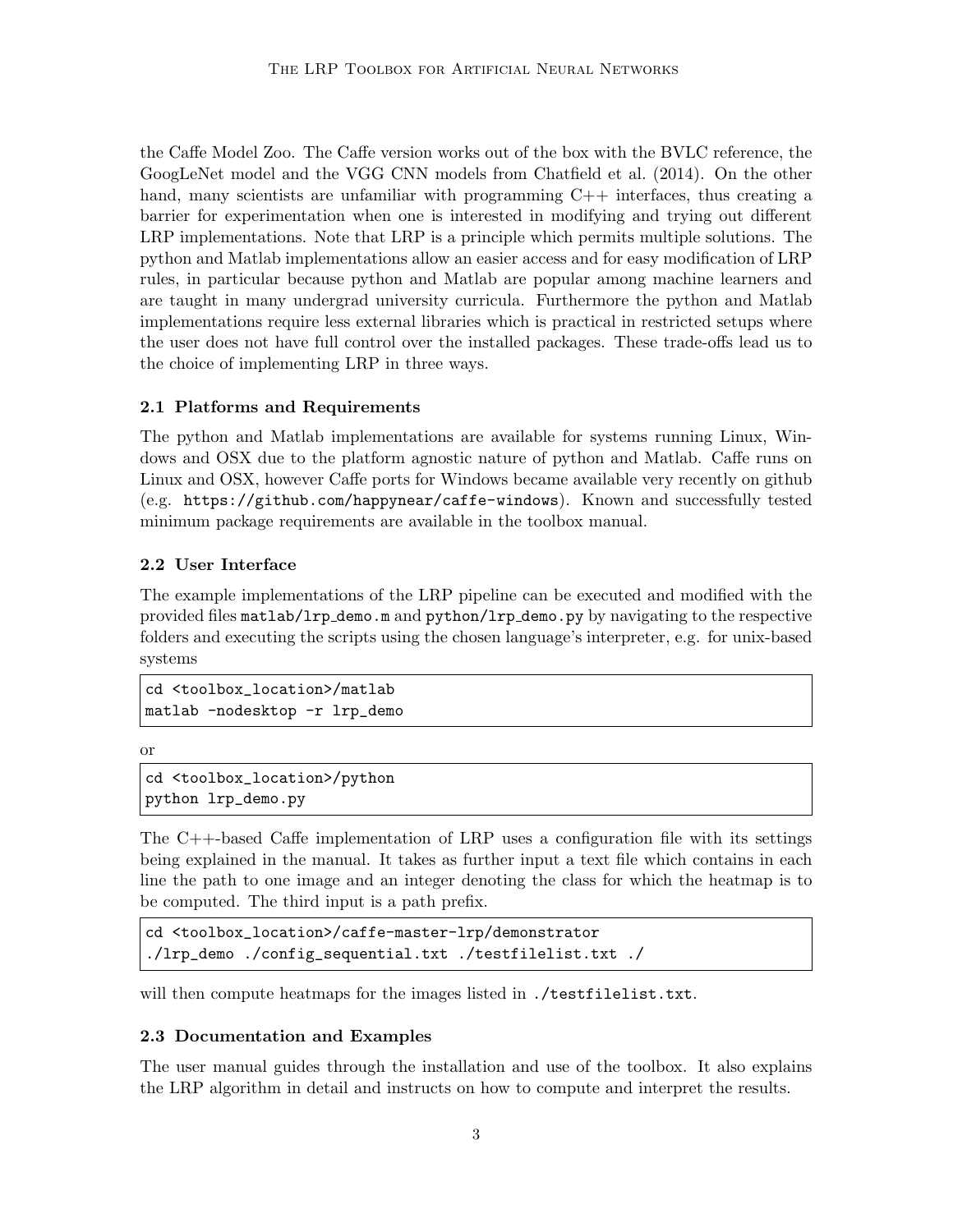the Caffe Model Zoo. The Caffe version works out of the box with the BVLC reference, the GoogLeNet model and the VGG CNN models from Chatfield et al. (2014). On the other hand, many scientists are unfamiliar with programming C++ interfaces, thus creating a barrier for experimentation when one is interested in modifying and trying out different LRP implementations. Note that LRP is a principle which permits multiple solutions. The python and Matlab implementations allow an easier access and for easy modification of LRP rules, in particular because python and Matlab are popular among machine learners and are taught in many undergrad university curricula. Furthermore the python and Matlab implementations require less external libraries which is practical in restricted setups where the user does not have full control over the installed packages. These trade-offs lead us to the choice of implementing LRP in three ways.

### 2.1 Platforms and Requirements

The python and Matlab implementations are available for systems running Linux, Windows and OSX due to the platform agnostic nature of python and Matlab. Caffe runs on Linux and OSX, however Caffe ports for Windows became available very recently on github (e.g. `https://github.com/happynear/caffe-windows`). Known and successfully tested minimum package requirements are available in the toolbox manual.

### 2.2 User Interface

The example implementations of the LRP pipeline can be executed and modified with the provided files `matlab/lrp_demo.m` and `python/lrp_demo.py` by navigating to the respective folders and executing the scripts using the chosen language's interpreter, e.g. for unix-based systems

```
cd <toolbox_location>/matlab
matlab -nodesktop -r lrp_demo
```

or

```
cd <toolbox_location>/python
python lrp_demo.py
```

The C++-based Caffe implementation of LRP uses a configuration file with its settings being explained in the manual. It takes as further input a text file which contains in each line the path to one image and an integer denoting the class for which the heatmap is to be computed. The third input is a path prefix.

```
cd <toolbox_location>/caffe-master-lrp/demonstrator
./lrp_demo ./config_sequential.txt ./testfilelist.txt ./
```

will then compute heatmaps for the images listed in `./testfilelist.txt`.

### 2.3 Documentation and Examples

The user manual guides through the installation and use of the toolbox. It also explains the LRP algorithm in detail and instructs on how to compute and interpret the results.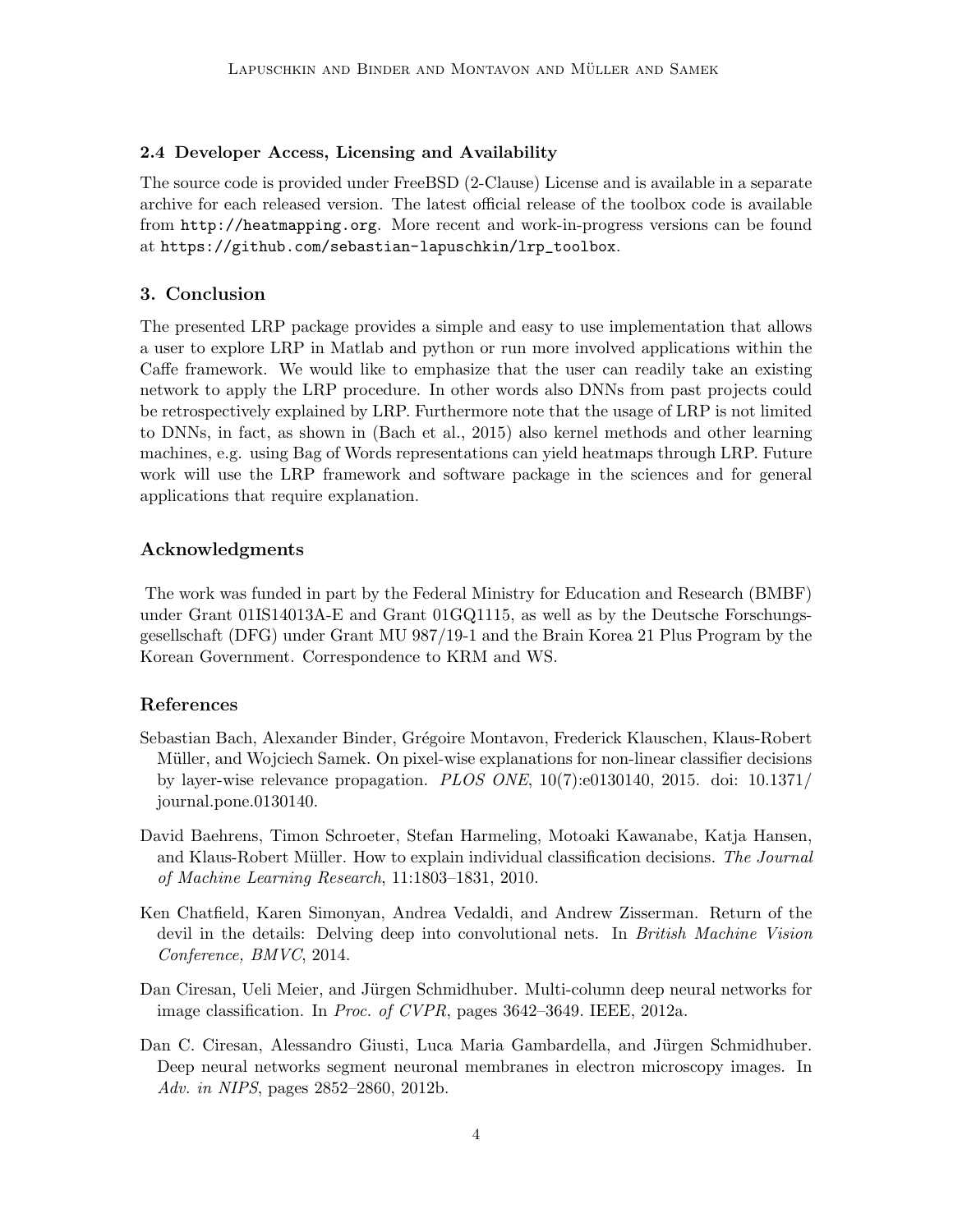### 2.4 Developer Access, Licensing and Availability

The source code is provided under FreeBSD (2-Clause) License and is available in a separate archive for each released version. The latest official release of the toolbox code is available from `http://heatmapping.org`. More recent and work-in-progress versions can be found at `https://github.com/sebastian-lapuschkin/lrp_toolbox`.

## 3. Conclusion

The presented LRP package provides a simple and easy to use implementation that allows a user to explore LRP in Matlab and python or run more involved applications within the Caffe framework. We would like to emphasize that the user can readily take an existing network to apply the LRP procedure. In other words also DNNs from past projects could be retrospectively explained by LRP. Furthermore note that the usage of LRP is not limited to DNNs, in fact, as shown in (Bach et al., 2015) also kernel methods and other learning machines, e.g. using Bag of Words representations can yield heatmaps through LRP. Future work will use the LRP framework and software package in the sciences and for general applications that require explanation.

## Acknowledgments

The work was funded in part by the Federal Ministry for Education and Research (BMBF) under Grant 01IS14013A-E and Grant 01GQ1115, as well as by the Deutsche Forschungsgesellschaft (DFG) under Grant MU 987/19-1 and the Brain Korea 21 Plus Program by the Korean Government. Correspondence to KRM and WS.

## References

Sebastian Bach, Alexander Binder, Grégoire Montavon, Frederick Klauschen, Klaus-Robert Müller, and Wojciech Samek. On pixel-wise explanations for non-linear classifier decisions by layer-wise relevance propagation. *PLOS ONE*, 10(7):e0130140, 2015. doi: 10.1371/journal.pone.0130140.

David Baehrens, Timon Schroeter, Stefan Harmeling, Motoaki Kawanabe, Katja Hansen, and Klaus-Robert Müller. How to explain individual classification decisions. *The Journal of Machine Learning Research*, 11:1803–1831, 2010.

Ken Chatfield, Karen Simonyan, Andrea Vedaldi, and Andrew Zisserman. Return of the devil in the details: Delving deep into convolutional nets. In *British Machine Vision Conference, BMVC*, 2014.

Dan Ciresan, Ueli Meier, and Jürgen Schmidhuber. Multi-column deep neural networks for image classification. In *Proc. of CVPR*, pages 3642–3649. IEEE, 2012a.

Dan C. Ciresan, Alessandro Giusti, Luca Maria Gambardella, and Jürgen Schmidhuber. Deep neural networks segment neuronal membranes in electron microscopy images. In *Adv. in NIPS*, pages 2852–2860, 2012b.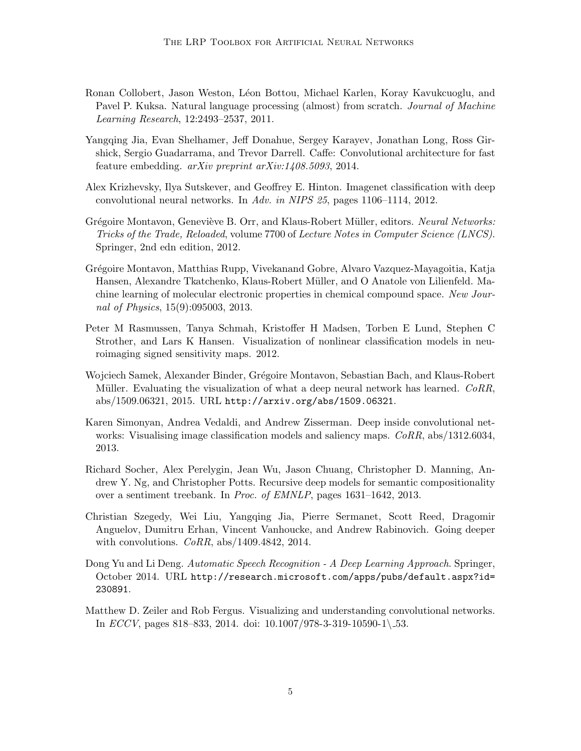Ronan Collobert, Jason Weston, Léon Bottou, Michael Karlen, Koray Kavukcuoglu, and Pavel P. Kuksa. Natural language processing (almost) from scratch. *Journal of Machine Learning Research*, 12:2493–2537, 2011.

Yangqing Jia, Evan Shelhamer, Jeff Donahue, Sergey Karayev, Jonathan Long, Ross Girshick, Sergio Guadarrama, and Trevor Darrell. Caffe: Convolutional architecture for fast feature embedding. *arXiv preprint arXiv:1408.5093*, 2014.

Alex Krizhevsky, Ilya Sutskever, and Geoffrey E. Hinton. Imagenet classification with deep convolutional neural networks. In *Adv. in NIPS 25*, pages 1106–1114, 2012.

Grégoire Montavon, Geneviève B. Orr, and Klaus-Robert Müller, editors. *Neural Networks: Tricks of the Trade, Reloaded*, volume 7700 of *Lecture Notes in Computer Science (LNCS)*. Springer, 2nd edn edition, 2012.

Grégoire Montavon, Matthias Rupp, Vivekanand Gobre, Alvaro Vazquez-Mayagoitia, Katja Hansen, Alexandre Tkatchenko, Klaus-Robert Müller, and O Anatole von Lilienfeld. Machine learning of molecular electronic properties in chemical compound space. *New Journal of Physics*, 15(9):095003, 2013.

Peter M Rasmussen, Tanya Schmah, Kristoffer H Madsen, Torben E Lund, Stephen C Strother, and Lars K Hansen. Visualization of nonlinear classification models in neuroimaging signed sensitivity maps. 2012.

Wojciech Samek, Alexander Binder, Grégoire Montavon, Sebastian Bach, and Klaus-Robert Müller. Evaluating the visualization of what a deep neural network has learned. *CoRR*, abs/1509.06321, 2015. URL http://arxiv.org/abs/1509.06321.

Karen Simonyan, Andrea Vedaldi, and Andrew Zisserman. Deep inside convolutional networks: Visualising image classification models and saliency maps. *CoRR*, abs/1312.6034, 2013.

Richard Socher, Alex Perelygin, Jean Wu, Jason Chuang, Christopher D. Manning, Andrew Y. Ng, and Christopher Potts. Recursive deep models for semantic compositionality over a sentiment treebank. In *Proc. of EMNLP*, pages 1631–1642, 2013.

Christian Szegedy, Wei Liu, Yangqing Jia, Pierre Sermanet, Scott Reed, Dragomir Anguelov, Dumitru Erhan, Vincent Vanhoucke, and Andrew Rabinovich. Going deeper with convolutions. *CoRR*, abs/1409.4842, 2014.

Dong Yu and Li Deng. *Automatic Speech Recognition - A Deep Learning Approach*. Springer, October 2014. URL http://research.microsoft.com/apps/pubs/default.aspx?id=230891.

Matthew D. Zeiler and Rob Fergus. Visualizing and understanding convolutional networks. In *ECCV*, pages 818–833, 2014. doi: 10.1007/978-3-319-10590-1\_53.